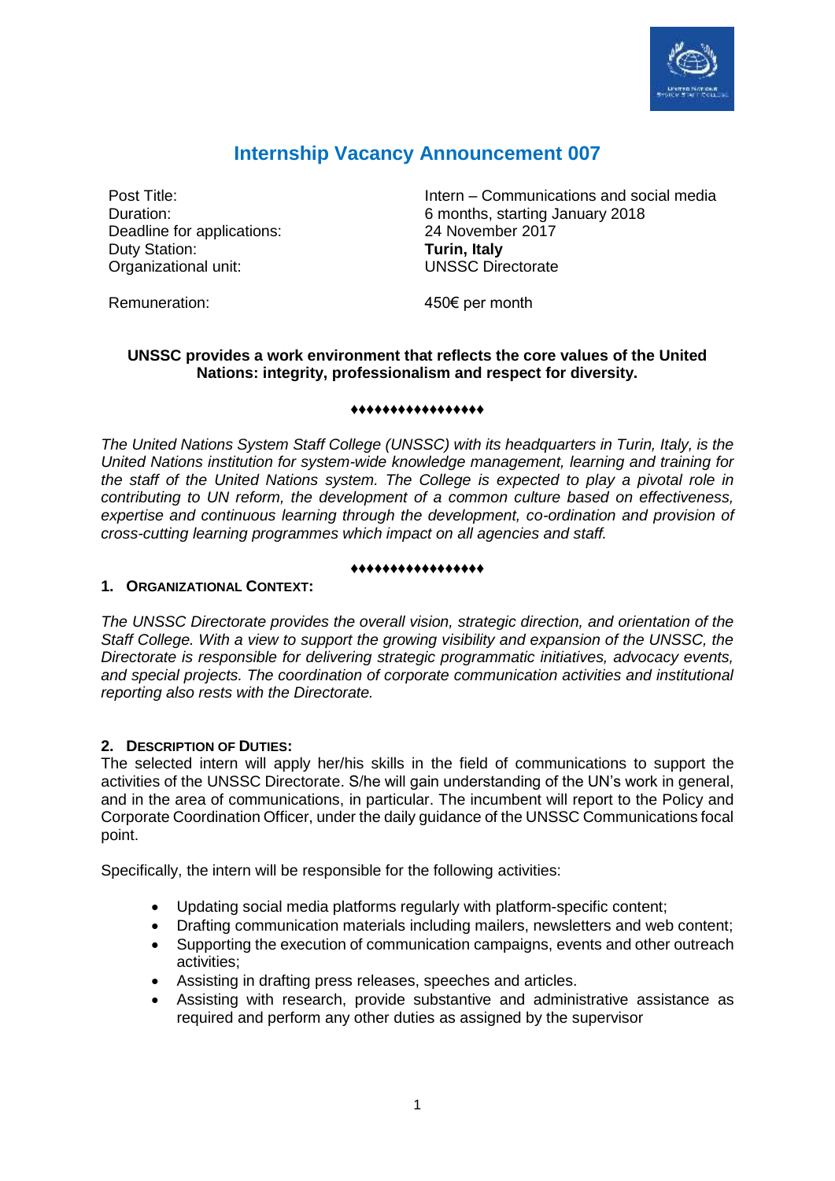# Internship Vacancy Announcement 007

| | |
|---|---|
| Post Title: | Intern – Communications and social media |
| Duration: | 6 months, starting January 2018 |
| Deadline for applications: | 24 November 2017 |
| Duty Station: | **Turin, Italy** |
| Organizational unit: | UNSSC Directorate |
| Remuneration: | 450€ per month |

**UNSSC provides a work environment that reflects the core values of the United Nations: integrity, professionalism and respect for diversity.**

♦♦♦♦♦♦♦♦♦♦♦♦♦♦♦♦♦

*The United Nations System Staff College (UNSSC) with its headquarters in Turin, Italy, is the United Nations institution for system-wide knowledge management, learning and training for the staff of the United Nations system. The College is expected to play a pivotal role in contributing to UN reform, the development of a common culture based on effectiveness, expertise and continuous learning through the development, co-ordination and provision of cross-cutting learning programmes which impact on all agencies and staff.*

♦♦♦♦♦♦♦♦♦♦♦♦♦♦♦♦♦

## 1. Organizational Context:

*The UNSSC Directorate provides the overall vision, strategic direction, and orientation of the Staff College. With a view to support the growing visibility and expansion of the UNSSC, the Directorate is responsible for delivering strategic programmatic initiatives, advocacy events, and special projects. The coordination of corporate communication activities and institutional reporting also rests with the Directorate.*

## 2. Description of Duties:

The selected intern will apply her/his skills in the field of communications to support the activities of the UNSSC Directorate. S/he will gain understanding of the UN's work in general, and in the area of communications, in particular. The incumbent will report to the Policy and Corporate Coordination Officer, under the daily guidance of the UNSSC Communications focal point.

Specifically, the intern will be responsible for the following activities:

- Updating social media platforms regularly with platform-specific content;
- Drafting communication materials including mailers, newsletters and web content;
- Supporting the execution of communication campaigns, events and other outreach activities;
- Assisting in drafting press releases, speeches and articles.
- Assisting with research, provide substantive and administrative assistance as required and perform any other duties as assigned by the supervisor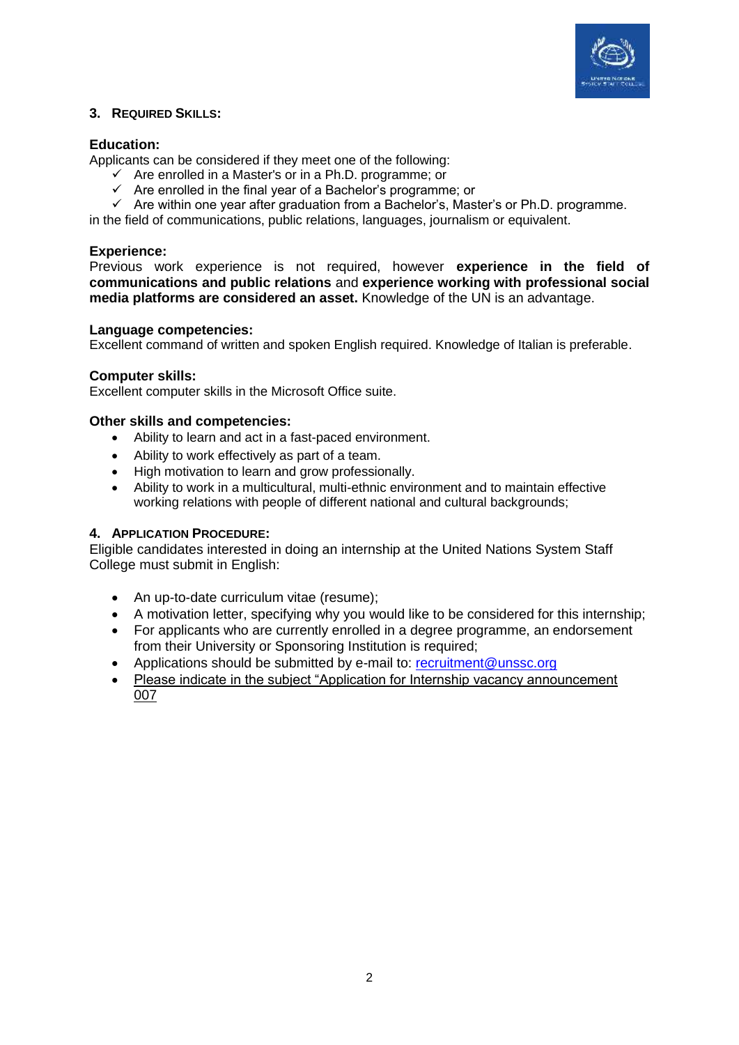## 3. REQUIRED SKILLS:

**Education:**

Applicants can be considered if they meet one of the following:

- ✓ Are enrolled in a Master's or in a Ph.D. programme; or
- ✓ Are enrolled in the final year of a Bachelor's programme; or
- ✓ Are within one year after graduation from a Bachelor's, Master's or Ph.D. programme.

in the field of communications, public relations, languages, journalism or equivalent.

**Experience:**

Previous work experience is not required, however **experience in the field of communications and public relations** and **experience working with professional social media platforms are considered an asset.** Knowledge of the UN is an advantage.

**Language competencies:**

Excellent command of written and spoken English required. Knowledge of Italian is preferable.

**Computer skills:**

Excellent computer skills in the Microsoft Office suite.

**Other skills and competencies:**

- Ability to learn and act in a fast-paced environment.
- Ability to work effectively as part of a team.
- High motivation to learn and grow professionally.
- Ability to work in a multicultural, multi-ethnic environment and to maintain effective working relations with people of different national and cultural backgrounds;

## 4. APPLICATION PROCEDURE:

Eligible candidates interested in doing an internship at the United Nations System Staff College must submit in English:

- An up-to-date curriculum vitae (resume);
- A motivation letter, specifying why you would like to be considered for this internship;
- For applicants who are currently enrolled in a degree programme, an endorsement from their University or Sponsoring Institution is required;
- Applications should be submitted by e-mail to: recruitment@unssc.org
- Please indicate in the subject "Application for Internship vacancy announcement 007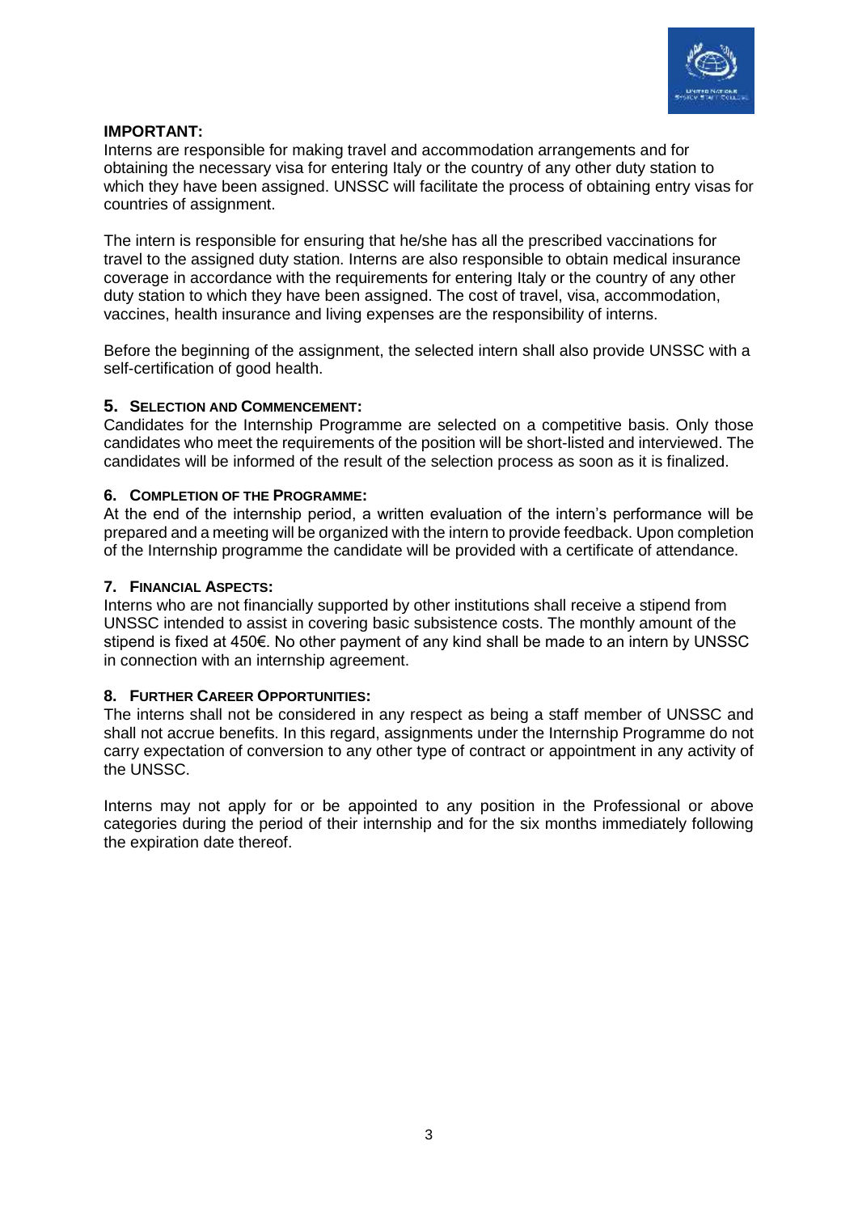**IMPORTANT:**

Interns are responsible for making travel and accommodation arrangements and for obtaining the necessary visa for entering Italy or the country of any other duty station to which they have been assigned. UNSSC will facilitate the process of obtaining entry visas for countries of assignment.

The intern is responsible for ensuring that he/she has all the prescribed vaccinations for travel to the assigned duty station. Interns are also responsible to obtain medical insurance coverage in accordance with the requirements for entering Italy or the country of any other duty station to which they have been assigned. The cost of travel, visa, accommodation, vaccines, health insurance and living expenses are the responsibility of interns.

Before the beginning of the assignment, the selected intern shall also provide UNSSC with a self-certification of good health.

## 5. SELECTION AND COMMENCEMENT:

Candidates for the Internship Programme are selected on a competitive basis. Only those candidates who meet the requirements of the position will be short-listed and interviewed. The candidates will be informed of the result of the selection process as soon as it is finalized.

## 6. COMPLETION OF THE PROGRAMME:

At the end of the internship period, a written evaluation of the intern's performance will be prepared and a meeting will be organized with the intern to provide feedback. Upon completion of the Internship programme the candidate will be provided with a certificate of attendance.

## 7. FINANCIAL ASPECTS:

Interns who are not financially supported by other institutions shall receive a stipend from UNSSC intended to assist in covering basic subsistence costs. The monthly amount of the stipend is fixed at 450€. No other payment of any kind shall be made to an intern by UNSSC in connection with an internship agreement.

## 8. FURTHER CAREER OPPORTUNITIES:

The interns shall not be considered in any respect as being a staff member of UNSSC and shall not accrue benefits. In this regard, assignments under the Internship Programme do not carry expectation of conversion to any other type of contract or appointment in any activity of the UNSSC.

Interns may not apply for or be appointed to any position in the Professional or above categories during the period of their internship and for the six months immediately following the expiration date thereof.